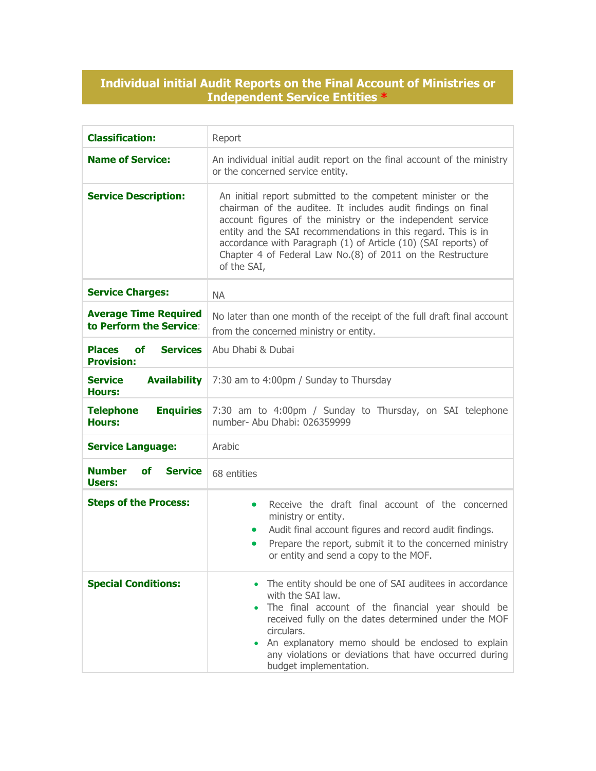# Individual initial Audit Reports on the Final Account of Ministries or Independent Service Entities *

| | |
|---|---|
| **Classification:** | Report |
| **Name of Service:** | An individual initial audit report on the final account of the ministry or the concerned service entity. |
| **Service Description:** | An initial report submitted to the competent minister or the chairman of the auditee. It includes audit findings on final account figures of the ministry or the independent service entity and the SAI recommendations in this regard. This is in accordance with Paragraph (1) of Article (10) (SAI reports) of Chapter 4 of Federal Law No.(8) of 2011 on the Restructure of the SAI, |
| **Service Charges:** | NA |
| **Average Time Required to Perform the Service:** | No later than one month of the receipt of the full draft final account from the concerned ministry or entity. |
| **Places of Services Provision:** | Abu Dhabi & Dubai |
| **Service Availability Hours:** | 7:30 am to 4:00pm / Sunday to Thursday |
| **Telephone Enquiries Hours:** | 7:30 am to 4:00pm / Sunday to Thursday, on SAI telephone number- Abu Dhabi: 026359999 |
| **Service Language:** | Arabic |
| **Number of Service Users:** | 68 entities |
| **Steps of the Process:** | • Receive the draft final account of the concerned ministry or entity.<br>• Audit final account figures and record audit findings.<br>• Prepare the report, submit it to the concerned ministry or entity and send a copy to the MOF. |
| **Special Conditions:** | • The entity should be one of SAI auditees in accordance with the SAI law.<br>• The final account of the financial year should be received fully on the dates determined under the MOF circulars.<br>• An explanatory memo should be enclosed to explain any violations or deviations that have occurred during budget implementation. |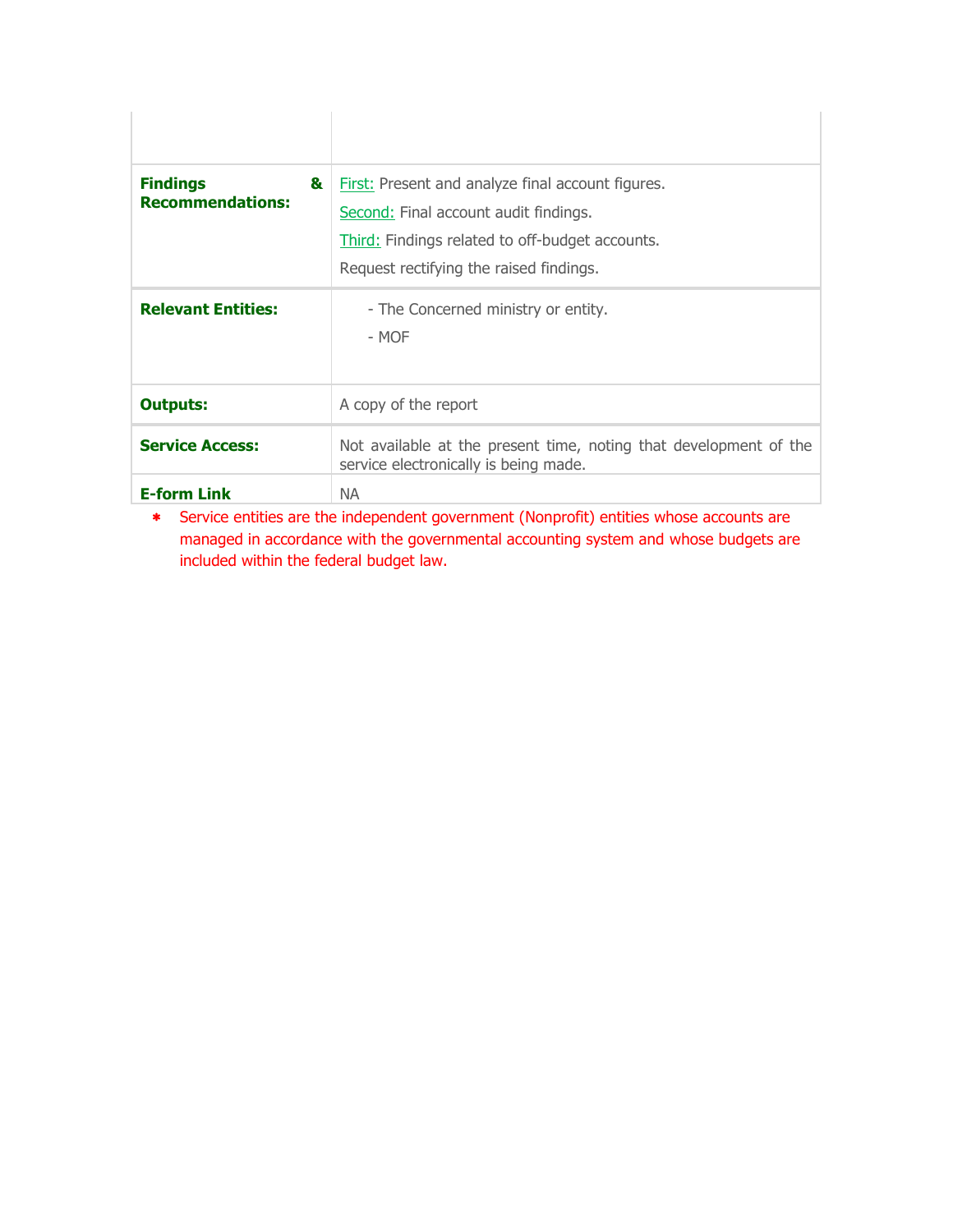| | |
|---|---|
| | |
| **Findings & Recommendations:** | First: Present and analyze final account figures.<br>Second: Final account audit findings.<br>Third: Findings related to off-budget accounts.<br>Request rectifying the raised findings. |
| **Relevant Entities:** | - The Concerned ministry or entity.<br>- MOF |
| **Outputs:** | A copy of the report |
| **Service Access:** | Not available at the present time, noting that development of the service electronically is being made. |
| **E-form Link** | NA |

* Service entities are the independent government (Nonprofit) entities whose accounts are managed in accordance with the governmental accounting system and whose budgets are included within the federal budget law.